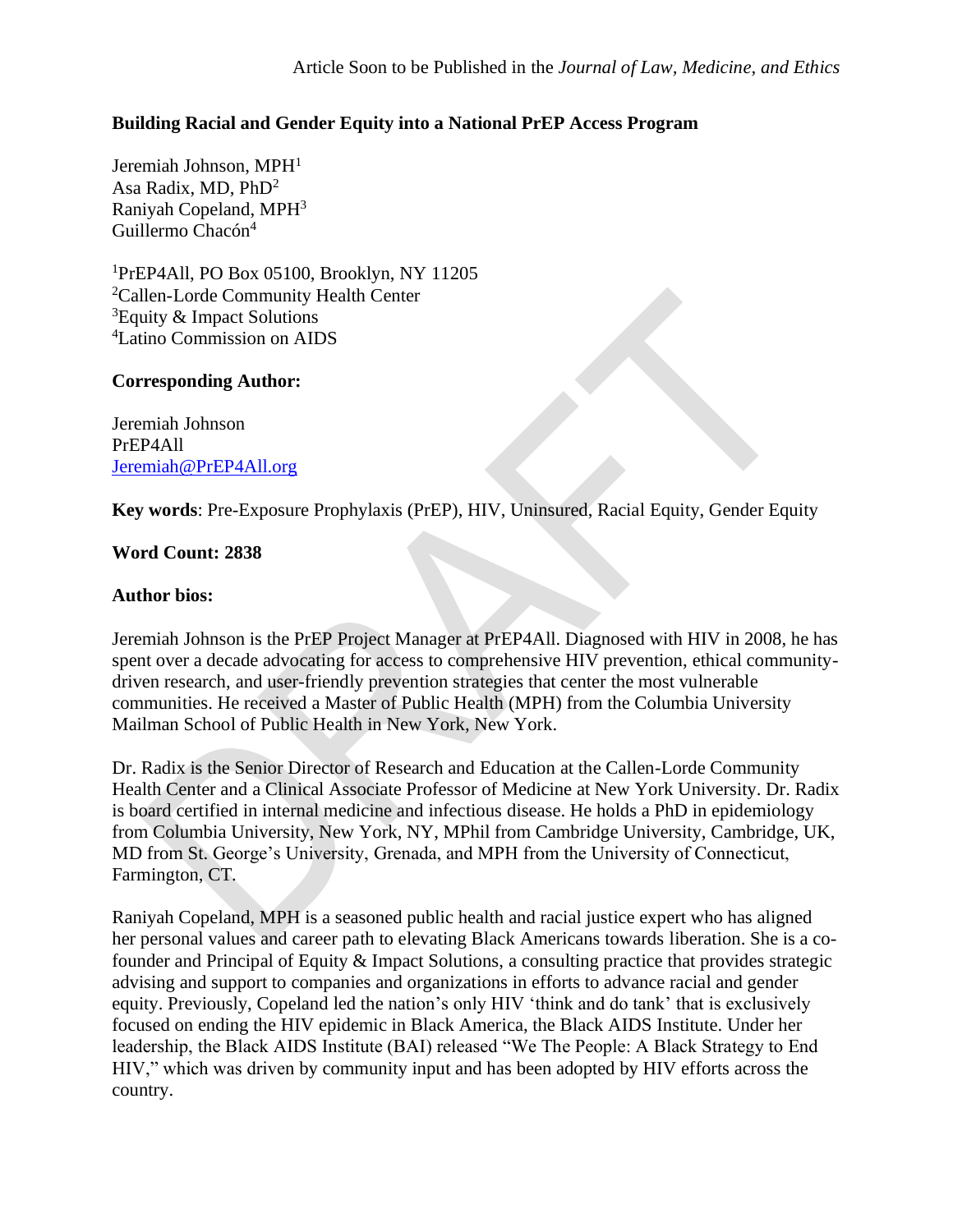Article Soon to be Published in the *Journal of Law, Medicine, and Ethics*

**Building Racial and Gender Equity into a National PrEP Access Program**

Jeremiah Johnson, MPH[1]
Asa Radix, MD, PhD[2]
Raniyah Copeland, MPH[3]
Guillermo Chacón[4]

[1]PrEP4All, PO Box 05100, Brooklyn, NY 11205
[2]Callen-Lorde Community Health Center
[3]Equity & Impact Solutions
[4]Latino Commission on AIDS

**Corresponding Author:**

Jeremiah Johnson
PrEP4All
Jeremiah@PrEP4All.org

**Key words**: Pre-Exposure Prophylaxis (PrEP), HIV, Uninsured, Racial Equity, Gender Equity

**Word Count: 2838**

**Author bios:**

Jeremiah Johnson is the PrEP Project Manager at PrEP4All. Diagnosed with HIV in 2008, he has spent over a decade advocating for access to comprehensive HIV prevention, ethical community-driven research, and user-friendly prevention strategies that center the most vulnerable communities. He received a Master of Public Health (MPH) from the Columbia University Mailman School of Public Health in New York, New York.

Dr. Radix is the Senior Director of Research and Education at the Callen-Lorde Community Health Center and a Clinical Associate Professor of Medicine at New York University. Dr. Radix is board certified in internal medicine and infectious disease. He holds a PhD in epidemiology from Columbia University, New York, NY, MPhil from Cambridge University, Cambridge, UK, MD from St. George's University, Grenada, and MPH from the University of Connecticut, Farmington, CT.

Raniyah Copeland, MPH is a seasoned public health and racial justice expert who has aligned her personal values and career path to elevating Black Americans towards liberation. She is a co-founder and Principal of Equity & Impact Solutions, a consulting practice that provides strategic advising and support to companies and organizations in efforts to advance racial and gender equity. Previously, Copeland led the nation's only HIV 'think and do tank' that is exclusively focused on ending the HIV epidemic in Black America, the Black AIDS Institute. Under her leadership, the Black AIDS Institute (BAI) released "We The People: A Black Strategy to End HIV," which was driven by community input and has been adopted by HIV efforts across the country.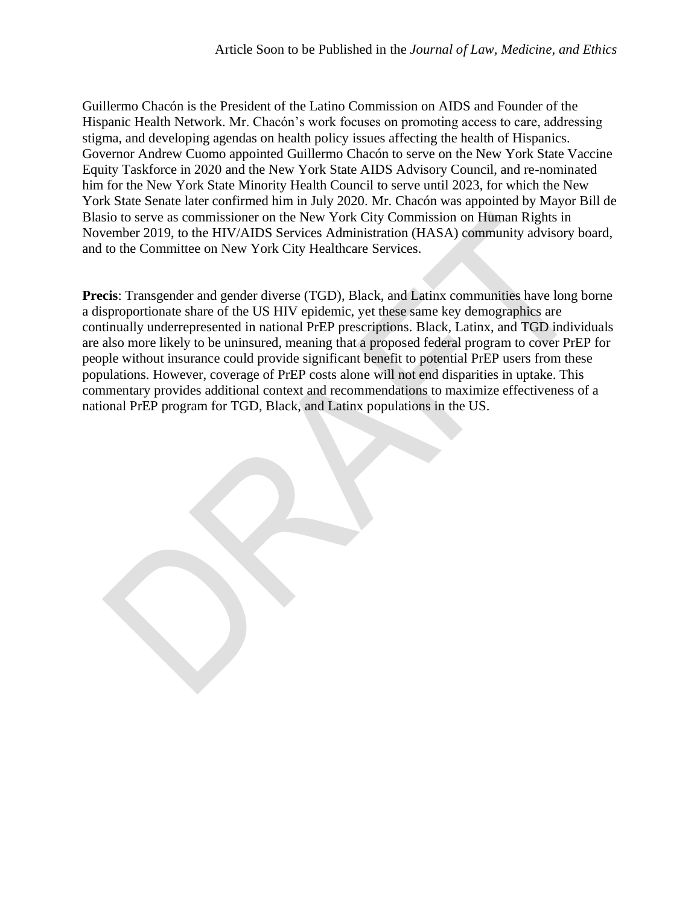Guillermo Chacón is the President of the Latino Commission on AIDS and Founder of the Hispanic Health Network. Mr. Chacón's work focuses on promoting access to care, addressing stigma, and developing agendas on health policy issues affecting the health of Hispanics. Governor Andrew Cuomo appointed Guillermo Chacón to serve on the New York State Vaccine Equity Taskforce in 2020 and the New York State AIDS Advisory Council, and re-nominated him for the New York State Minority Health Council to serve until 2023, for which the New York State Senate later confirmed him in July 2020. Mr. Chacón was appointed by Mayor Bill de Blasio to serve as commissioner on the New York City Commission on Human Rights in November 2019, to the HIV/AIDS Services Administration (HASA) community advisory board, and to the Committee on New York City Healthcare Services.

**Precis**: Transgender and gender diverse (TGD), Black, and Latinx communities have long borne a disproportionate share of the US HIV epidemic, yet these same key demographics are continually underrepresented in national PrEP prescriptions. Black, Latinx, and TGD individuals are also more likely to be uninsured, meaning that a proposed federal program to cover PrEP for people without insurance could provide significant benefit to potential PrEP users from these populations. However, coverage of PrEP costs alone will not end disparities in uptake. This commentary provides additional context and recommendations to maximize effectiveness of a national PrEP program for TGD, Black, and Latinx populations in the US.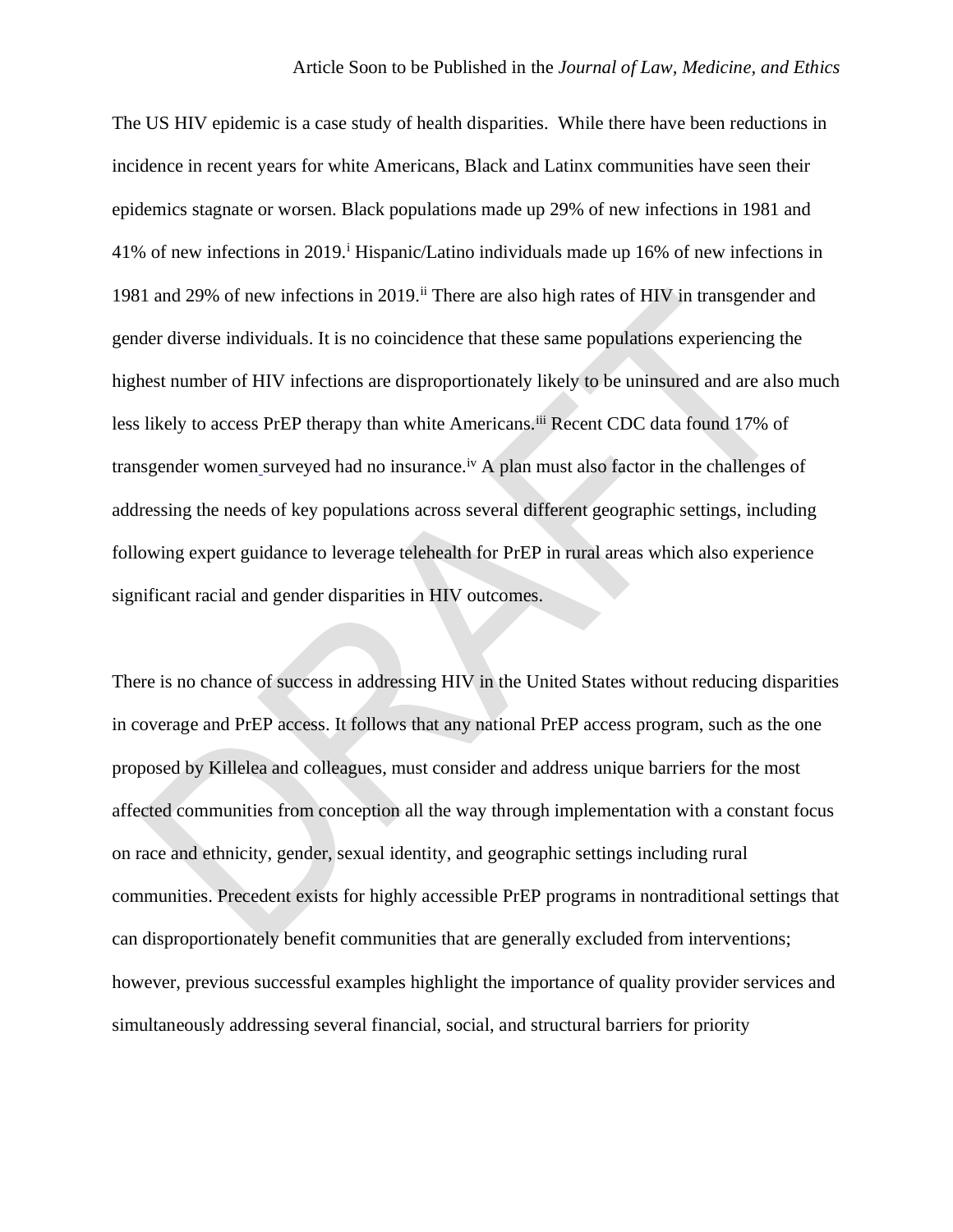The US HIV epidemic is a case study of health disparities. While there have been reductions in incidence in recent years for white Americans, Black and Latinx communities have seen their epidemics stagnate or worsen. Black populations made up 29% of new infections in 1981 and 41% of new infections in 2019.[i] Hispanic/Latino individuals made up 16% of new infections in 1981 and 29% of new infections in 2019.[ii] There are also high rates of HIV in transgender and gender diverse individuals. It is no coincidence that these same populations experiencing the highest number of HIV infections are disproportionately likely to be uninsured and are also much less likely to access PrEP therapy than white Americans.[iii] Recent CDC data found 17% of transgender women surveyed had no insurance.[iv] A plan must also factor in the challenges of addressing the needs of key populations across several different geographic settings, including following expert guidance to leverage telehealth for PrEP in rural areas which also experience significant racial and gender disparities in HIV outcomes.

There is no chance of success in addressing HIV in the United States without reducing disparities in coverage and PrEP access. It follows that any national PrEP access program, such as the one proposed by Killelea and colleagues, must consider and address unique barriers for the most affected communities from conception all the way through implementation with a constant focus on race and ethnicity, gender, sexual identity, and geographic settings including rural communities. Precedent exists for highly accessible PrEP programs in nontraditional settings that can disproportionately benefit communities that are generally excluded from interventions; however, previous successful examples highlight the importance of quality provider services and simultaneously addressing several financial, social, and structural barriers for priority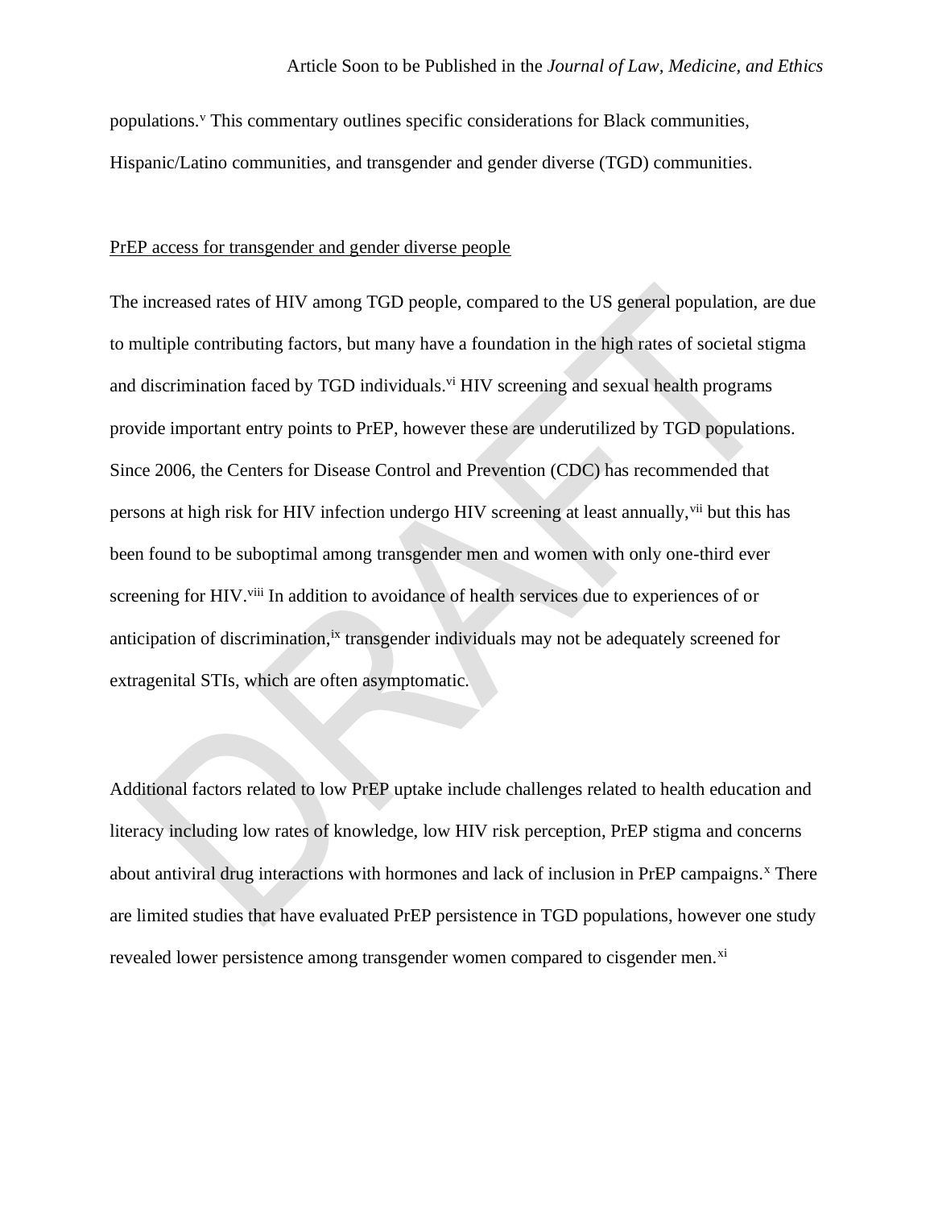populations.[v] This commentary outlines specific considerations for Black communities, Hispanic/Latino communities, and transgender and gender diverse (TGD) communities.

## PrEP access for transgender and gender diverse people

The increased rates of HIV among TGD people, compared to the US general population, are due to multiple contributing factors, but many have a foundation in the high rates of societal stigma and discrimination faced by TGD individuals.[vi] HIV screening and sexual health programs provide important entry points to PrEP, however these are underutilized by TGD populations. Since 2006, the Centers for Disease Control and Prevention (CDC) has recommended that persons at high risk for HIV infection undergo HIV screening at least annually,[vii] but this has been found to be suboptimal among transgender men and women with only one-third ever screening for HIV.[viii] In addition to avoidance of health services due to experiences of or anticipation of discrimination,[ix] transgender individuals may not be adequately screened for extragenital STIs, which are often asymptomatic.

Additional factors related to low PrEP uptake include challenges related to health education and literacy including low rates of knowledge, low HIV risk perception, PrEP stigma and concerns about antiviral drug interactions with hormones and lack of inclusion in PrEP campaigns.[x] There are limited studies that have evaluated PrEP persistence in TGD populations, however one study revealed lower persistence among transgender women compared to cisgender men.[xi]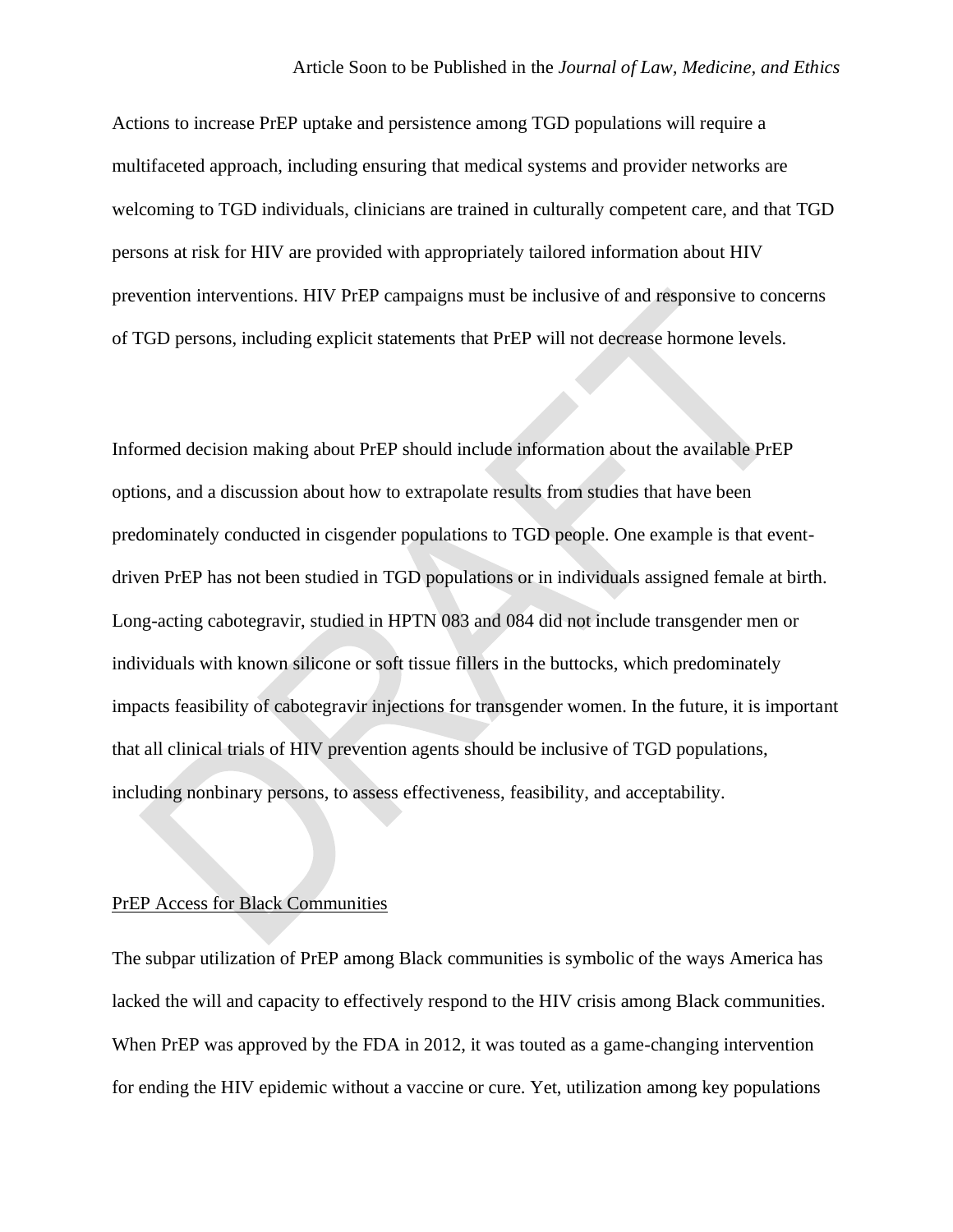Actions to increase PrEP uptake and persistence among TGD populations will require a multifaceted approach, including ensuring that medical systems and provider networks are welcoming to TGD individuals, clinicians are trained in culturally competent care, and that TGD persons at risk for HIV are provided with appropriately tailored information about HIV prevention interventions. HIV PrEP campaigns must be inclusive of and responsive to concerns of TGD persons, including explicit statements that PrEP will not decrease hormone levels.

Informed decision making about PrEP should include information about the available PrEP options, and a discussion about how to extrapolate results from studies that have been predominately conducted in cisgender populations to TGD people. One example is that event-driven PrEP has not been studied in TGD populations or in individuals assigned female at birth. Long-acting cabotegravir, studied in HPTN 083 and 084 did not include transgender men or individuals with known silicone or soft tissue fillers in the buttocks, which predominately impacts feasibility of cabotegravir injections for transgender women. In the future, it is important that all clinical trials of HIV prevention agents should be inclusive of TGD populations, including nonbinary persons, to assess effectiveness, feasibility, and acceptability.

PrEP Access for Black Communities

The subpar utilization of PrEP among Black communities is symbolic of the ways America has lacked the will and capacity to effectively respond to the HIV crisis among Black communities. When PrEP was approved by the FDA in 2012, it was touted as a game-changing intervention for ending the HIV epidemic without a vaccine or cure. Yet, utilization among key populations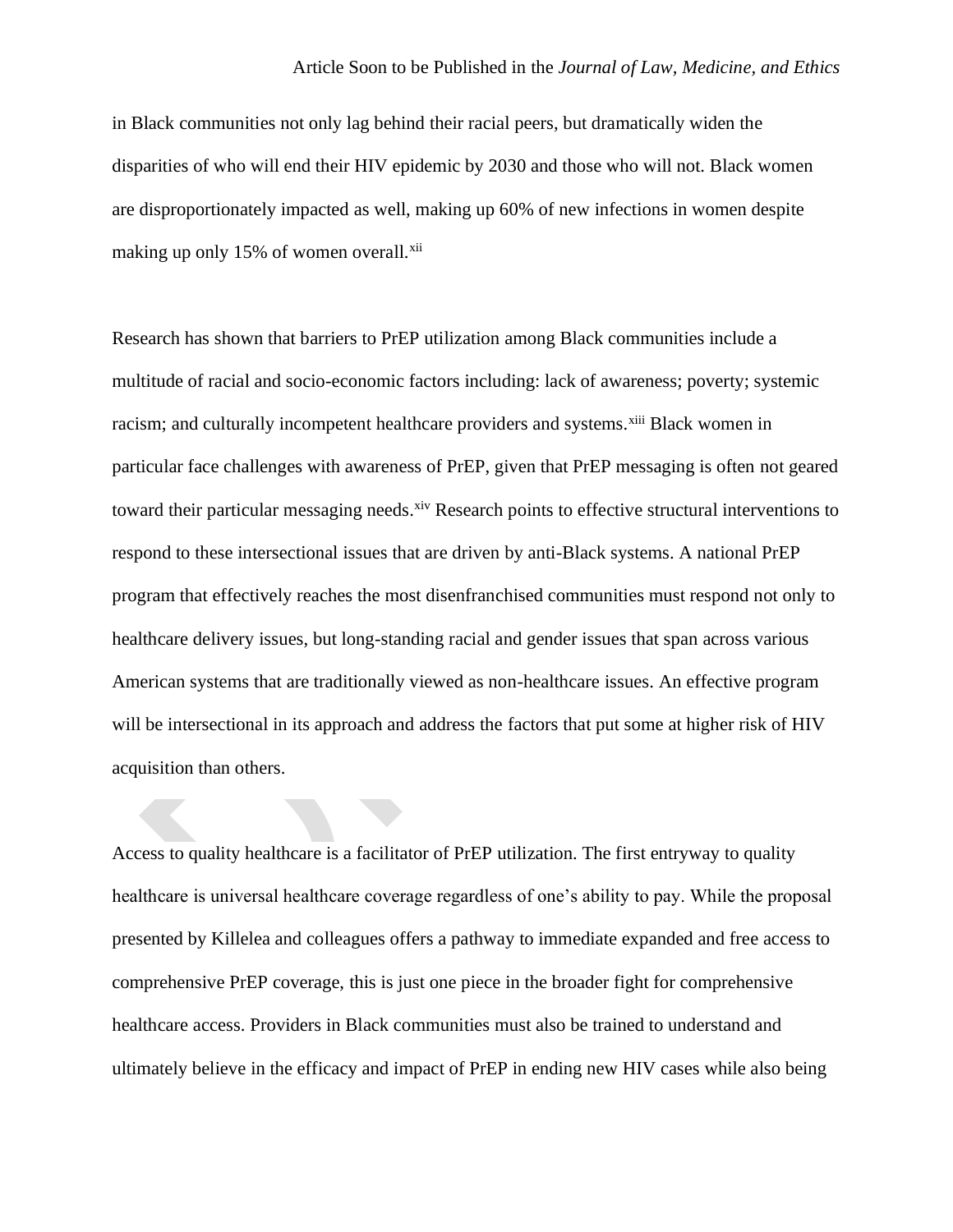in Black communities not only lag behind their racial peers, but dramatically widen the disparities of who will end their HIV epidemic by 2030 and those who will not. Black women are disproportionately impacted as well, making up 60% of new infections in women despite making up only 15% of women overall.[xii]

Research has shown that barriers to PrEP utilization among Black communities include a multitude of racial and socio-economic factors including: lack of awareness; poverty; systemic racism; and culturally incompetent healthcare providers and systems.[xiii] Black women in particular face challenges with awareness of PrEP, given that PrEP messaging is often not geared toward their particular messaging needs.[xiv] Research points to effective structural interventions to respond to these intersectional issues that are driven by anti-Black systems. A national PrEP program that effectively reaches the most disenfranchised communities must respond not only to healthcare delivery issues, but long-standing racial and gender issues that span across various American systems that are traditionally viewed as non-healthcare issues. An effective program will be intersectional in its approach and address the factors that put some at higher risk of HIV acquisition than others.

Access to quality healthcare is a facilitator of PrEP utilization. The first entryway to quality healthcare is universal healthcare coverage regardless of one's ability to pay. While the proposal presented by Killelea and colleagues offers a pathway to immediate expanded and free access to comprehensive PrEP coverage, this is just one piece in the broader fight for comprehensive healthcare access. Providers in Black communities must also be trained to understand and ultimately believe in the efficacy and impact of PrEP in ending new HIV cases while also being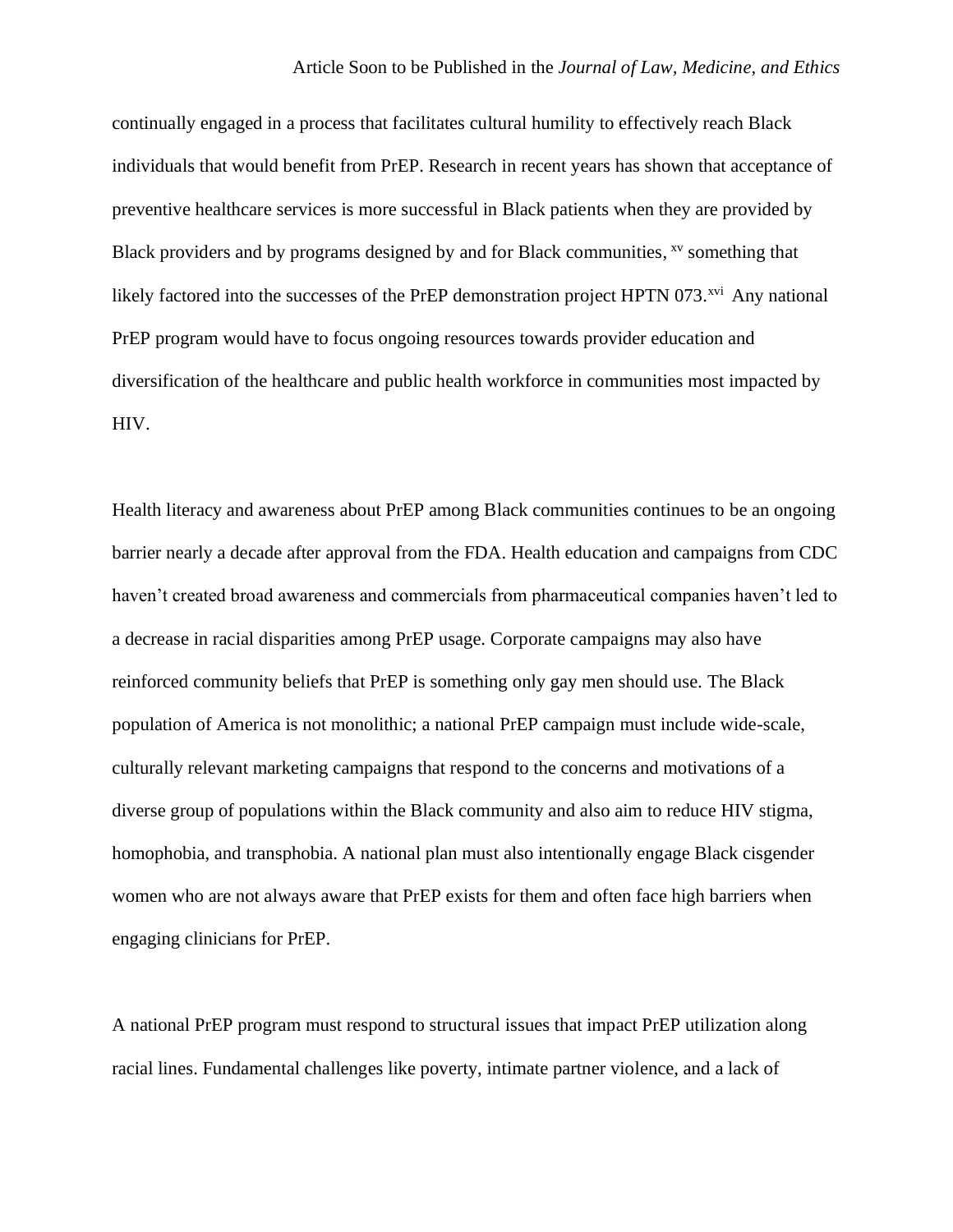continually engaged in a process that facilitates cultural humility to effectively reach Black individuals that would benefit from PrEP. Research in recent years has shown that acceptance of preventive healthcare services is more successful in Black patients when they are provided by Black providers and by programs designed by and for Black communities, [xv] something that likely factored into the successes of the PrEP demonstration project HPTN 073.[xvi] Any national PrEP program would have to focus ongoing resources towards provider education and diversification of the healthcare and public health workforce in communities most impacted by HIV.

Health literacy and awareness about PrEP among Black communities continues to be an ongoing barrier nearly a decade after approval from the FDA. Health education and campaigns from CDC haven't created broad awareness and commercials from pharmaceutical companies haven't led to a decrease in racial disparities among PrEP usage. Corporate campaigns may also have reinforced community beliefs that PrEP is something only gay men should use. The Black population of America is not monolithic; a national PrEP campaign must include wide-scale, culturally relevant marketing campaigns that respond to the concerns and motivations of a diverse group of populations within the Black community and also aim to reduce HIV stigma, homophobia, and transphobia. A national plan must also intentionally engage Black cisgender women who are not always aware that PrEP exists for them and often face high barriers when engaging clinicians for PrEP.

A national PrEP program must respond to structural issues that impact PrEP utilization along racial lines. Fundamental challenges like poverty, intimate partner violence, and a lack of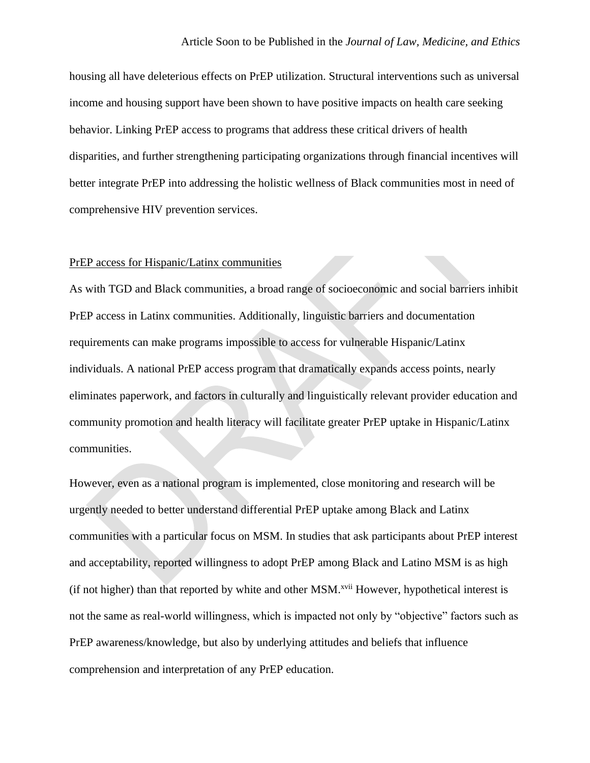housing all have deleterious effects on PrEP utilization. Structural interventions such as universal income and housing support have been shown to have positive impacts on health care seeking behavior. Linking PrEP access to programs that address these critical drivers of health disparities, and further strengthening participating organizations through financial incentives will better integrate PrEP into addressing the holistic wellness of Black communities most in need of comprehensive HIV prevention services.

PrEP access for Hispanic/Latinx communities

As with TGD and Black communities, a broad range of socioeconomic and social barriers inhibit PrEP access in Latinx communities. Additionally, linguistic barriers and documentation requirements can make programs impossible to access for vulnerable Hispanic/Latinx individuals. A national PrEP access program that dramatically expands access points, nearly eliminates paperwork, and factors in culturally and linguistically relevant provider education and community promotion and health literacy will facilitate greater PrEP uptake in Hispanic/Latinx communities.

However, even as a national program is implemented, close monitoring and research will be urgently needed to better understand differential PrEP uptake among Black and Latinx communities with a particular focus on MSM. In studies that ask participants about PrEP interest and acceptability, reported willingness to adopt PrEP among Black and Latino MSM is as high (if not higher) than that reported by white and other MSM.[xvii] However, hypothetical interest is not the same as real-world willingness, which is impacted not only by "objective" factors such as PrEP awareness/knowledge, but also by underlying attitudes and beliefs that influence comprehension and interpretation of any PrEP education.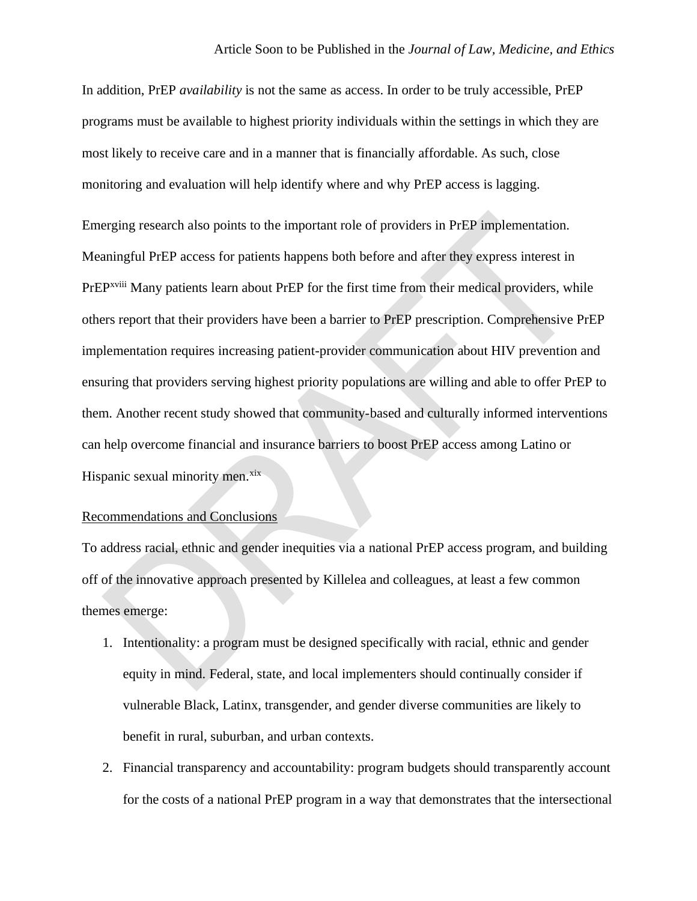In addition, PrEP *availability* is not the same as access. In order to be truly accessible, PrEP programs must be available to highest priority individuals within the settings in which they are most likely to receive care and in a manner that is financially affordable. As such, close monitoring and evaluation will help identify where and why PrEP access is lagging.

Emerging research also points to the important role of providers in PrEP implementation. Meaningful PrEP access for patients happens both before and after they express interest in PrEP[xviii] Many patients learn about PrEP for the first time from their medical providers, while others report that their providers have been a barrier to PrEP prescription. Comprehensive PrEP implementation requires increasing patient-provider communication about HIV prevention and ensuring that providers serving highest priority populations are willing and able to offer PrEP to them. Another recent study showed that community-based and culturally informed interventions can help overcome financial and insurance barriers to boost PrEP access among Latino or Hispanic sexual minority men.[xix]

## Recommendations and Conclusions

To address racial, ethnic and gender inequities via a national PrEP access program, and building off of the innovative approach presented by Killelea and colleagues, at least a few common themes emerge:

1. Intentionality: a program must be designed specifically with racial, ethnic and gender equity in mind. Federal, state, and local implementers should continually consider if vulnerable Black, Latinx, transgender, and gender diverse communities are likely to benefit in rural, suburban, and urban contexts.
2. Financial transparency and accountability: program budgets should transparently account for the costs of a national PrEP program in a way that demonstrates that the intersectional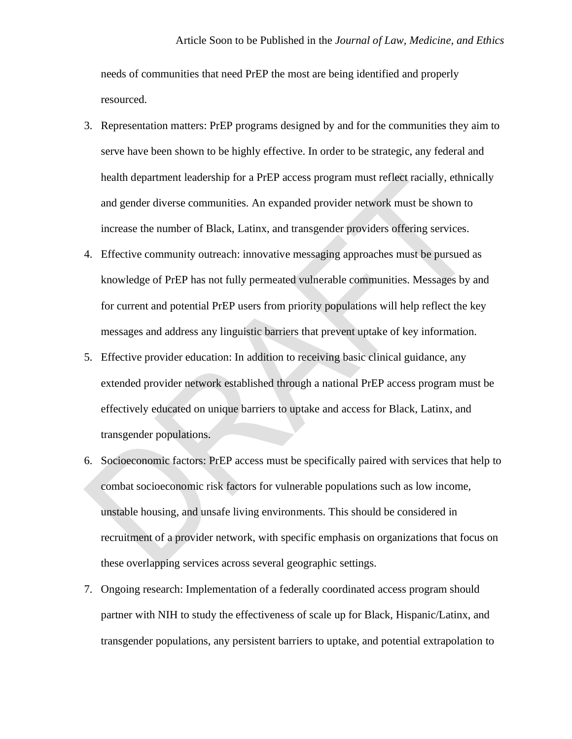needs of communities that need PrEP the most are being identified and properly resourced.

3. Representation matters: PrEP programs designed by and for the communities they aim to serve have been shown to be highly effective. In order to be strategic, any federal and health department leadership for a PrEP access program must reflect racially, ethnically and gender diverse communities. An expanded provider network must be shown to increase the number of Black, Latinx, and transgender providers offering services.
4. Effective community outreach: innovative messaging approaches must be pursued as knowledge of PrEP has not fully permeated vulnerable communities. Messages by and for current and potential PrEP users from priority populations will help reflect the key messages and address any linguistic barriers that prevent uptake of key information.
5. Effective provider education: In addition to receiving basic clinical guidance, any extended provider network established through a national PrEP access program must be effectively educated on unique barriers to uptake and access for Black, Latinx, and transgender populations.
6. Socioeconomic factors: PrEP access must be specifically paired with services that help to combat socioeconomic risk factors for vulnerable populations such as low income, unstable housing, and unsafe living environments. This should be considered in recruitment of a provider network, with specific emphasis on organizations that focus on these overlapping services across several geographic settings.
7. Ongoing research: Implementation of a federally coordinated access program should partner with NIH to study the effectiveness of scale up for Black, Hispanic/Latinx, and transgender populations, any persistent barriers to uptake, and potential extrapolation to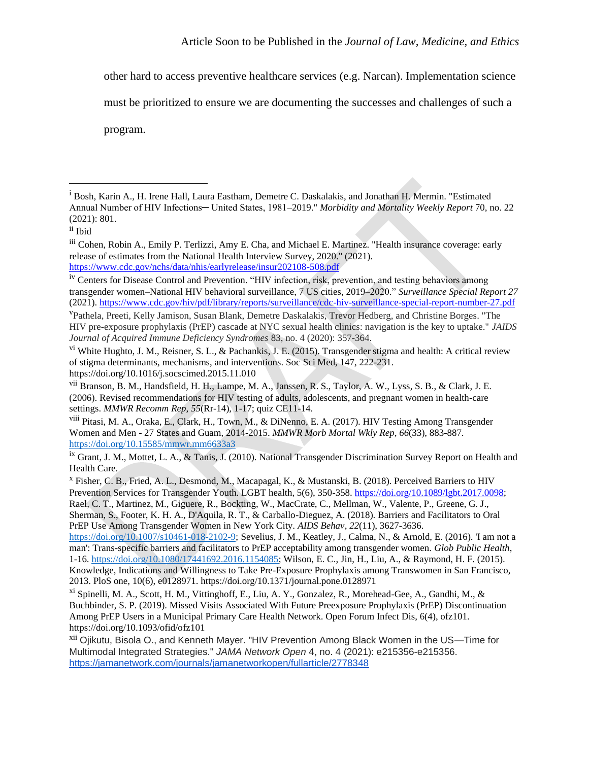other hard to access preventive healthcare services (e.g. Narcan). Implementation science must be prioritized to ensure we are documenting the successes and challenges of such a program.

---

[i] Bosh, Karin A., H. Irene Hall, Laura Eastham, Demetre C. Daskalakis, and Jonathan H. Mermin. "Estimated Annual Number of HIV Infections─ United States, 1981–2019." *Morbidity and Mortality Weekly Report* 70, no. 22 (2021): 801.

[ii] Ibid

[iii] Cohen, Robin A., Emily P. Terlizzi, Amy E. Cha, and Michael E. Martinez. "Health insurance coverage: early release of estimates from the National Health Interview Survey, 2020." (2021). https://www.cdc.gov/nchs/data/nhis/earlyrelease/insur202108-508.pdf

[iv] Centers for Disease Control and Prevention. "HIV infection, risk, prevention, and testing behaviors among transgender women–National HIV behavioral surveillance, 7 US cities, 2019–2020." *Surveillance Special Report 27* (2021). https://www.cdc.gov/hiv/pdf/library/reports/surveillance/cdc-hiv-surveillance-special-report-number-27.pdf

[v] Pathela, Preeti, Kelly Jamison, Susan Blank, Demetre Daskalakis, Trevor Hedberg, and Christine Borges. "The HIV pre-exposure prophylaxis (PrEP) cascade at NYC sexual health clinics: navigation is the key to uptake." *JAIDS Journal of Acquired Immune Deficiency Syndromes* 83, no. 4 (2020): 357-364.

[vi] White Hughto, J. M., Reisner, S. L., & Pachankis, J. E. (2015). Transgender stigma and health: A critical review of stigma determinants, mechanisms, and interventions. Soc Sci Med, 147, 222-231. https://doi.org/10.1016/j.socscimed.2015.11.010

[vii] Branson, B. M., Handsfield, H. H., Lampe, M. A., Janssen, R. S., Taylor, A. W., Lyss, S. B., & Clark, J. E. (2006). Revised recommendations for HIV testing of adults, adolescents, and pregnant women in health-care settings. *MMWR Recomm Rep*, *55*(Rr-14), 1-17; quiz CE11-14.

[viii] Pitasi, M. A., Oraka, E., Clark, H., Town, M., & DiNenno, E. A. (2017). HIV Testing Among Transgender Women and Men - 27 States and Guam, 2014-2015. *MMWR Morb Mortal Wkly Rep*, *66*(33), 883-887. https://doi.org/10.15585/mmwr.mm6633a3

[ix] Grant, J. M., Mottet, L. A., & Tanis, J. (2010). National Transgender Discrimination Survey Report on Health and Health Care.

[x] Fisher, C. B., Fried, A. L., Desmond, M., Macapagal, K., & Mustanski, B. (2018). Perceived Barriers to HIV Prevention Services for Transgender Youth. LGBT health, 5(6), 350-358. https://doi.org/10.1089/lgbt.2017.0098; Rael, C. T., Martinez, M., Giguere, R., Bockting, W., MacCrate, C., Mellman, W., Valente, P., Greene, G. J., Sherman, S., Footer, K. H. A., D'Aquila, R. T., & Carballo-Dieguez, A. (2018). Barriers and Facilitators to Oral PrEP Use Among Transgender Women in New York City. *AIDS Behav*, *22*(11), 3627-3636. https://doi.org/10.1007/s10461-018-2102-9; Sevelius, J. M., Keatley, J., Calma, N., & Arnold, E. (2016). 'I am not a man': Trans-specific barriers and facilitators to PrEP acceptability among transgender women. *Glob Public Health*, 1-16. https://doi.org/10.1080/17441692.2016.1154085; Wilson, E. C., Jin, H., Liu, A., & Raymond, H. F. (2015). Knowledge, Indications and Willingness to Take Pre-Exposure Prophylaxis among Transwomen in San Francisco, 2013. PloS one, 10(6), e0128971. https://doi.org/10.1371/journal.pone.0128971

[xi] Spinelli, M. A., Scott, H. M., Vittinghoff, E., Liu, A. Y., Gonzalez, R., Morehead-Gee, A., Gandhi, M., & Buchbinder, S. P. (2019). Missed Visits Associated With Future Preexposure Prophylaxis (PrEP) Discontinuation Among PrEP Users in a Municipal Primary Care Health Network. Open Forum Infect Dis, 6(4), ofz101. https://doi.org/10.1093/ofid/ofz101

[xii] Ojikutu, Bisola O., and Kenneth Mayer. "HIV Prevention Among Black Women in the US—Time for Multimodal Integrated Strategies." *JAMA Network Open* 4, no. 4 (2021): e215356-e215356. https://jamanetwork.com/journals/jamanetworkopen/fullarticle/2778348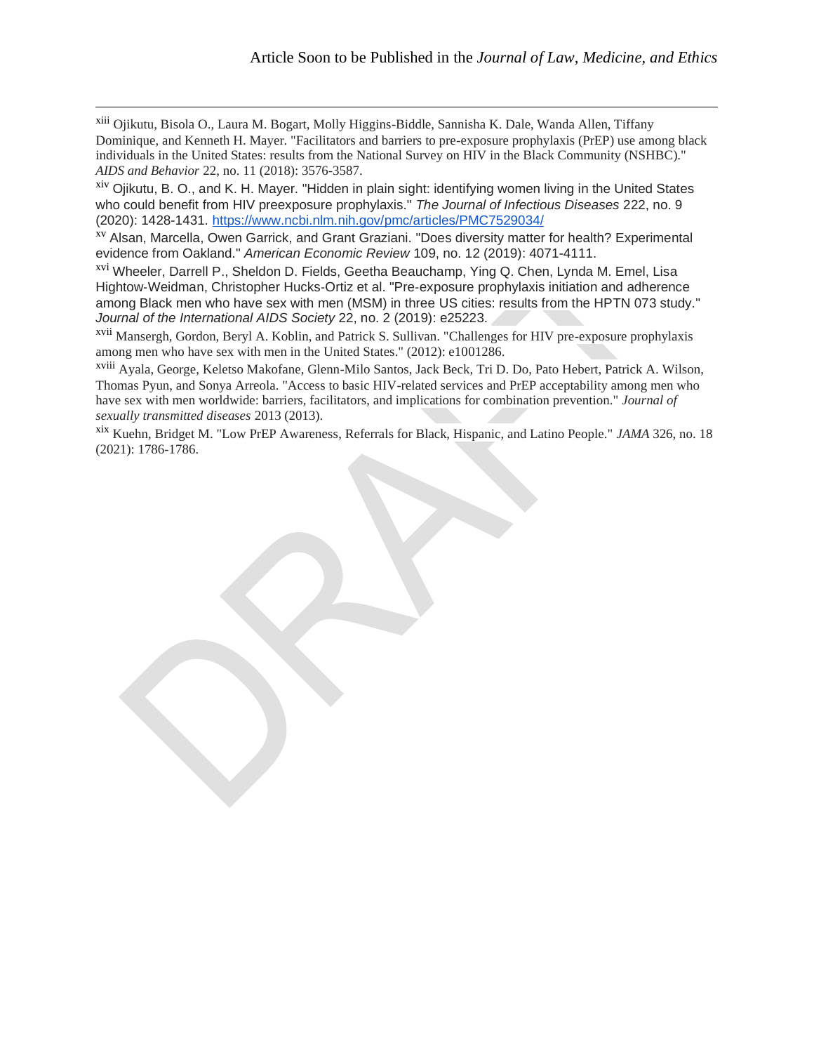[xiii] Ojikutu, Bisola O., Laura M. Bogart, Molly Higgins-Biddle, Sannisha K. Dale, Wanda Allen, Tiffany Dominique, and Kenneth H. Mayer. "Facilitators and barriers to pre-exposure prophylaxis (PrEP) use among black individuals in the United States: results from the National Survey on HIV in the Black Community (NSHBC)." *AIDS and Behavior* 22, no. 11 (2018): 3576-3587.

[xiv] Ojikutu, B. O., and K. H. Mayer. "Hidden in plain sight: identifying women living in the United States who could benefit from HIV preexposure prophylaxis." *The Journal of Infectious Diseases* 222, no. 9 (2020): 1428-1431. https://www.ncbi.nlm.nih.gov/pmc/articles/PMC7529034/

[xv] Alsan, Marcella, Owen Garrick, and Grant Graziani. "Does diversity matter for health? Experimental evidence from Oakland." *American Economic Review* 109, no. 12 (2019): 4071-4111.

[xvi] Wheeler, Darrell P., Sheldon D. Fields, Geetha Beauchamp, Ying Q. Chen, Lynda M. Emel, Lisa Hightow-Weidman, Christopher Hucks-Ortiz et al. "Pre-exposure prophylaxis initiation and adherence among Black men who have sex with men (MSM) in three US cities: results from the HPTN 073 study." *Journal of the International AIDS Society* 22, no. 2 (2019): e25223.

[xvii] Mansergh, Gordon, Beryl A. Koblin, and Patrick S. Sullivan. "Challenges for HIV pre-exposure prophylaxis among men who have sex with men in the United States." (2012): e1001286.

[xviii] Ayala, George, Keletso Makofane, Glenn-Milo Santos, Jack Beck, Tri D. Do, Pato Hebert, Patrick A. Wilson, Thomas Pyun, and Sonya Arreola. "Access to basic HIV-related services and PrEP acceptability among men who have sex with men worldwide: barriers, facilitators, and implications for combination prevention." *Journal of sexually transmitted diseases* 2013 (2013).

[xix] Kuehn, Bridget M. "Low PrEP Awareness, Referrals for Black, Hispanic, and Latino People." *JAMA* 326, no. 18 (2021): 1786-1786.